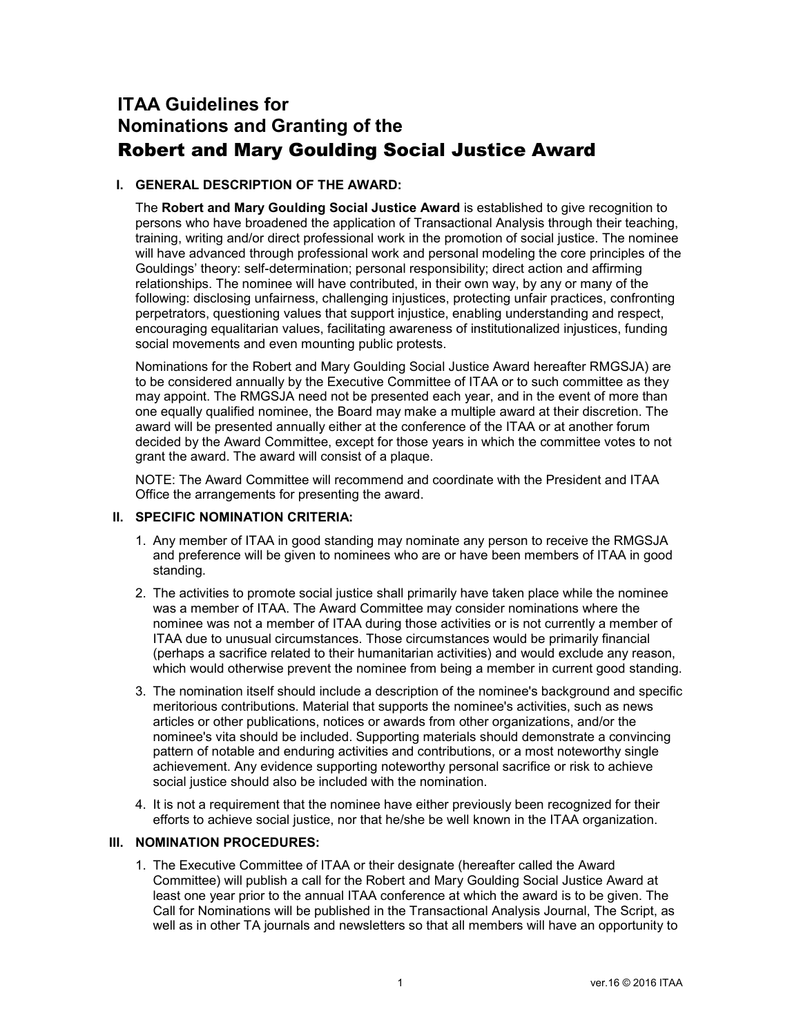# ITAA Guidelines for Nominations and Granting of the Robert and Mary Goulding Social Justice Award

## I. GENERAL DESCRIPTION OF THE AWARD:

The **Robert and Mary Goulding Social Justice Award** is established to give recognition to persons who have broadened the application of Transactional Analysis through their teaching, training, writing and/or direct professional work in the promotion of social justice. The nominee will have advanced through professional work and personal modeling the core principles of the Gouldings' theory: self-determination; personal responsibility; direct action and affirming relationships. The nominee will have contributed, in their own way, by any or many of the following: disclosing unfairness, challenging injustices, protecting unfair practices, confronting perpetrators, questioning values that support injustice, enabling understanding and respect, encouraging equalitarian values, facilitating awareness of institutionalized injustices, funding social movements and even mounting public protests.

Nominations for the Robert and Mary Goulding Social Justice Award hereafter RMGSJA) are to be considered annually by the Executive Committee of ITAA or to such committee as they may appoint. The RMGSJA need not be presented each year, and in the event of more than one equally qualified nominee, the Board may make a multiple award at their discretion. The award will be presented annually either at the conference of the ITAA or at another forum decided by the Award Committee, except for those years in which the committee votes to not grant the award. The award will consist of a plaque.

NOTE: The Award Committee will recommend and coordinate with the President and ITAA Office the arrangements for presenting the award.

## II. SPECIFIC NOMINATION CRITERIA:

1. Any member of ITAA in good standing may nominate any person to receive the RMGSJA and preference will be given to nominees who are or have been members of ITAA in good standing.
2. The activities to promote social justice shall primarily have taken place while the nominee was a member of ITAA. The Award Committee may consider nominations where the nominee was not a member of ITAA during those activities or is not currently a member of ITAA due to unusual circumstances. Those circumstances would be primarily financial (perhaps a sacrifice related to their humanitarian activities) and would exclude any reason, which would otherwise prevent the nominee from being a member in current good standing.
3. The nomination itself should include a description of the nominee's background and specific meritorious contributions. Material that supports the nominee's activities, such as news articles or other publications, notices or awards from other organizations, and/or the nominee's vita should be included. Supporting materials should demonstrate a convincing pattern of notable and enduring activities and contributions, or a most noteworthy single achievement. Any evidence supporting noteworthy personal sacrifice or risk to achieve social justice should also be included with the nomination.
4. It is not a requirement that the nominee have either previously been recognized for their efforts to achieve social justice, nor that he/she be well known in the ITAA organization.

## III. NOMINATION PROCEDURES:

1. The Executive Committee of ITAA or their designate (hereafter called the Award Committee) will publish a call for the Robert and Mary Goulding Social Justice Award at least one year prior to the annual ITAA conference at which the award is to be given. The Call for Nominations will be published in the Transactional Analysis Journal, The Script, as well as in other TA journals and newsletters so that all members will have an opportunity to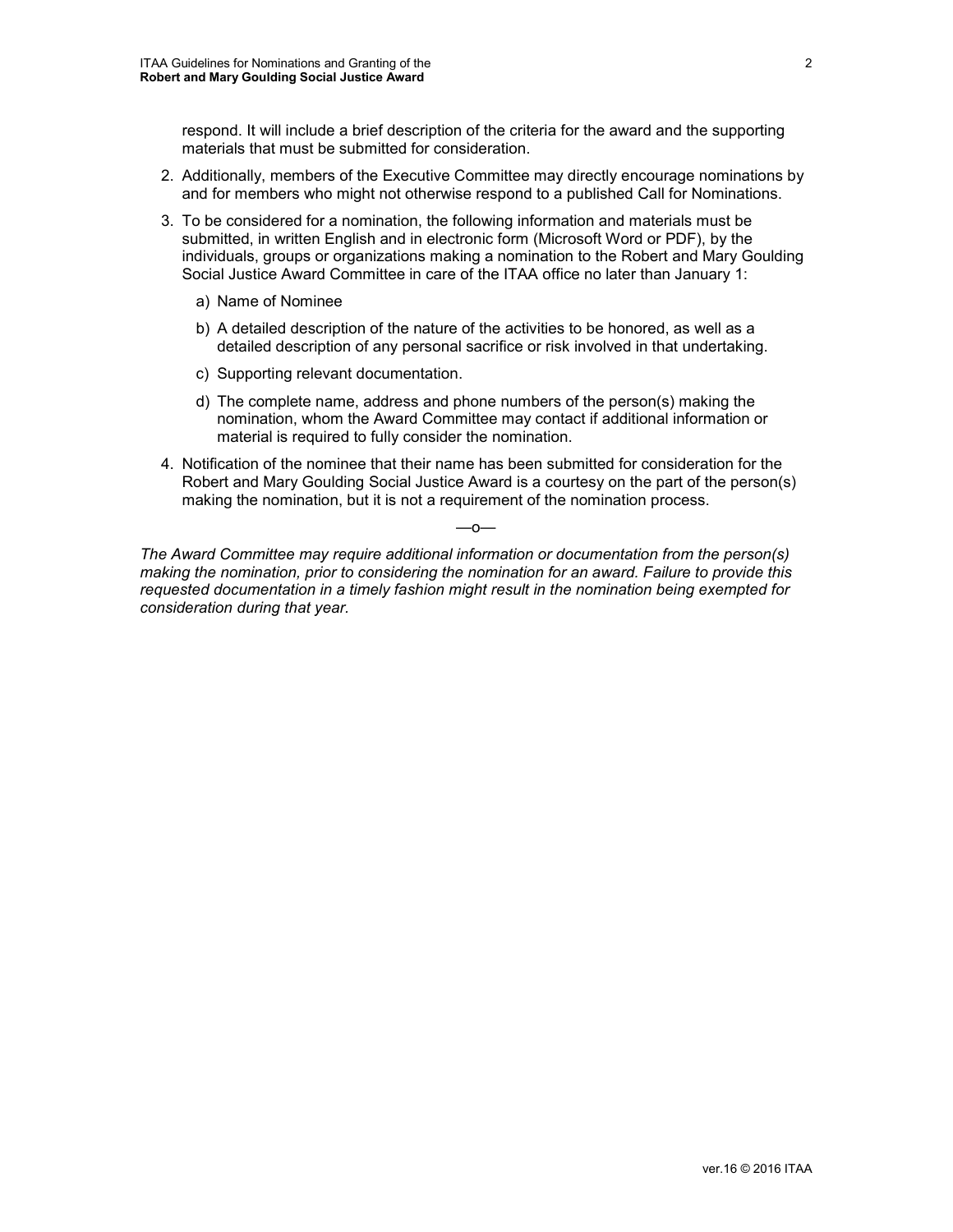respond. It will include a brief description of the criteria for the award and the supporting materials that must be submitted for consideration.

2. Additionally, members of the Executive Committee may directly encourage nominations by and for members who might not otherwise respond to a published Call for Nominations.

3. To be considered for a nomination, the following information and materials must be submitted, in written English and in electronic form (Microsoft Word or PDF), by the individuals, groups or organizations making a nomination to the Robert and Mary Goulding Social Justice Award Committee in care of the ITAA office no later than January 1:

   a) Name of Nominee

   b) A detailed description of the nature of the activities to be honored, as well as a detailed description of any personal sacrifice or risk involved in that undertaking.

   c) Supporting relevant documentation.

   d) The complete name, address and phone numbers of the person(s) making the nomination, whom the Award Committee may contact if additional information or material is required to fully consider the nomination.

4. Notification of the nominee that their name has been submitted for consideration for the Robert and Mary Goulding Social Justice Award is a courtesy on the part of the person(s) making the nomination, but it is not a requirement of the nomination process.

—o—

*The Award Committee may require additional information or documentation from the person(s) making the nomination, prior to considering the nomination for an award. Failure to provide this requested documentation in a timely fashion might result in the nomination being exempted for consideration during that year.*

ver.16 © 2016 ITAA